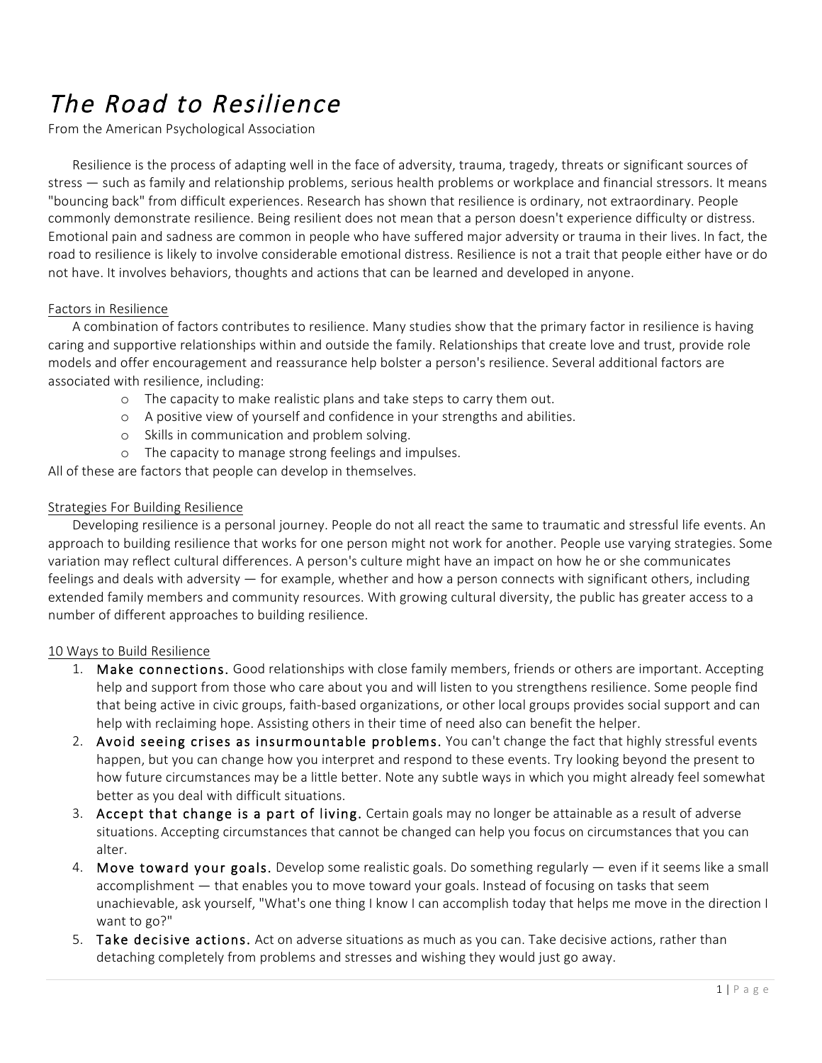# *The Road to Resilience*

From the American Psychological Association

Resilience is the process of adapting well in the face of adversity, trauma, tragedy, threats or significant sources of stress — such as family and relationship problems, serious health problems or workplace and financial stressors. It means "bouncing back" from difficult experiences. Research has shown that resilience is ordinary, not extraordinary. People commonly demonstrate resilience. Being resilient does not mean that a person doesn't experience difficulty or distress. Emotional pain and sadness are common in people who have suffered major adversity or trauma in their lives. In fact, the road to resilience is likely to involve considerable emotional distress. Resilience is not a trait that people either have or do not have. It involves behaviors, thoughts and actions that can be learned and developed in anyone.

## Factors in Resilience

A combination of factors contributes to resilience. Many studies show that the primary factor in resilience is having caring and supportive relationships within and outside the family. Relationships that create love and trust, provide role models and offer encouragement and reassurance help bolster a person's resilience. Several additional factors are associated with resilience, including:

- The capacity to make realistic plans and take steps to carry them out.
- A positive view of yourself and confidence in your strengths and abilities.
- Skills in communication and problem solving.
- The capacity to manage strong feelings and impulses.

All of these are factors that people can develop in themselves.

## Strategies For Building Resilience

Developing resilience is a personal journey. People do not all react the same to traumatic and stressful life events. An approach to building resilience that works for one person might not work for another. People use varying strategies. Some variation may reflect cultural differences. A person's culture might have an impact on how he or she communicates feelings and deals with adversity — for example, whether and how a person connects with significant others, including extended family members and community resources. With growing cultural diversity, the public has greater access to a number of different approaches to building resilience.

## 10 Ways to Build Resilience

1. **Make connections.** Good relationships with close family members, friends or others are important. Accepting help and support from those who care about you and will listen to you strengthens resilience. Some people find that being active in civic groups, faith-based organizations, or other local groups provides social support and can help with reclaiming hope. Assisting others in their time of need also can benefit the helper.
2. **Avoid seeing crises as insurmountable problems.** You can't change the fact that highly stressful events happen, but you can change how you interpret and respond to these events. Try looking beyond the present to how future circumstances may be a little better. Note any subtle ways in which you might already feel somewhat better as you deal with difficult situations.
3. **Accept that change is a part of living.** Certain goals may no longer be attainable as a result of adverse situations. Accepting circumstances that cannot be changed can help you focus on circumstances that you can alter.
4. **Move toward your goals.** Develop some realistic goals. Do something regularly — even if it seems like a small accomplishment — that enables you to move toward your goals. Instead of focusing on tasks that seem unachievable, ask yourself, "What's one thing I know I can accomplish today that helps me move in the direction I want to go?"
5. **Take decisive actions.** Act on adverse situations as much as you can. Take decisive actions, rather than detaching completely from problems and stresses and wishing they would just go away.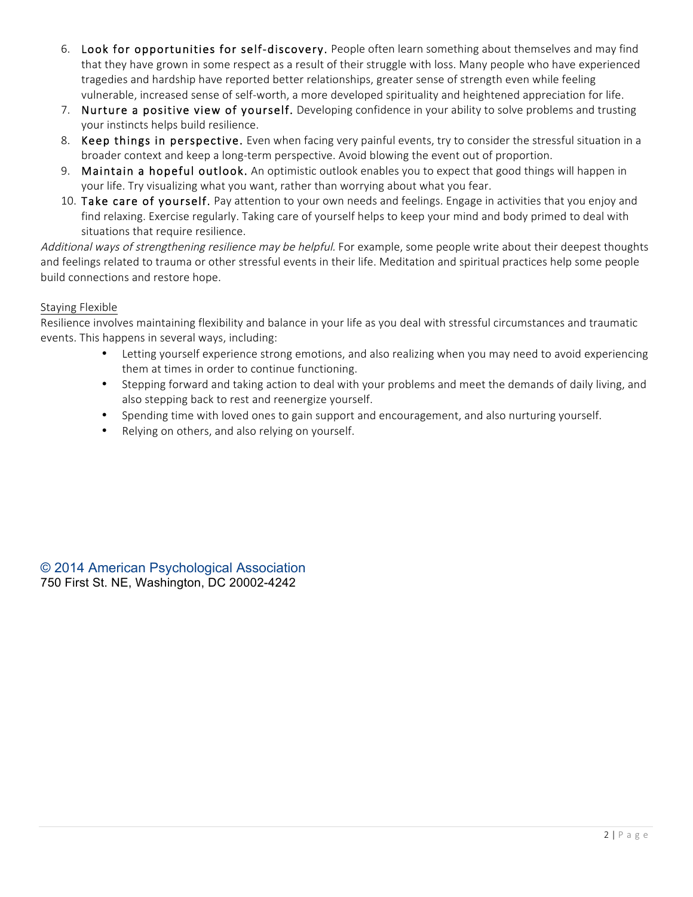6. **Look for opportunities for self-discovery.** People often learn something about themselves and may find that they have grown in some respect as a result of their struggle with loss. Many people who have experienced tragedies and hardship have reported better relationships, greater sense of strength even while feeling vulnerable, increased sense of self-worth, a more developed spirituality and heightened appreciation for life.
7. **Nurture a positive view of yourself.** Developing confidence in your ability to solve problems and trusting your instincts helps build resilience.
8. **Keep things in perspective.** Even when facing very painful events, try to consider the stressful situation in a broader context and keep a long-term perspective. Avoid blowing the event out of proportion.
9. **Maintain a hopeful outlook.** An optimistic outlook enables you to expect that good things will happen in your life. Try visualizing what you want, rather than worrying about what you fear.
10. **Take care of yourself.** Pay attention to your own needs and feelings. Engage in activities that you enjoy and find relaxing. Exercise regularly. Taking care of yourself helps to keep your mind and body primed to deal with situations that require resilience.

*Additional ways of strengthening resilience may be helpful.* For example, some people write about their deepest thoughts and feelings related to trauma or other stressful events in their life. Meditation and spiritual practices help some people build connections and restore hope.

<u>Staying Flexible</u>

Resilience involves maintaining flexibility and balance in your life as you deal with stressful circumstances and traumatic events. This happens in several ways, including:

- Letting yourself experience strong emotions, and also realizing when you may need to avoid experiencing them at times in order to continue functioning.
- Stepping forward and taking action to deal with your problems and meet the demands of daily living, and also stepping back to rest and reenergize yourself.
- Spending time with loved ones to gain support and encouragement, and also nurturing yourself.
- Relying on others, and also relying on yourself.

© 2014 American Psychological Association
750 First St. NE, Washington, DC 20002-4242